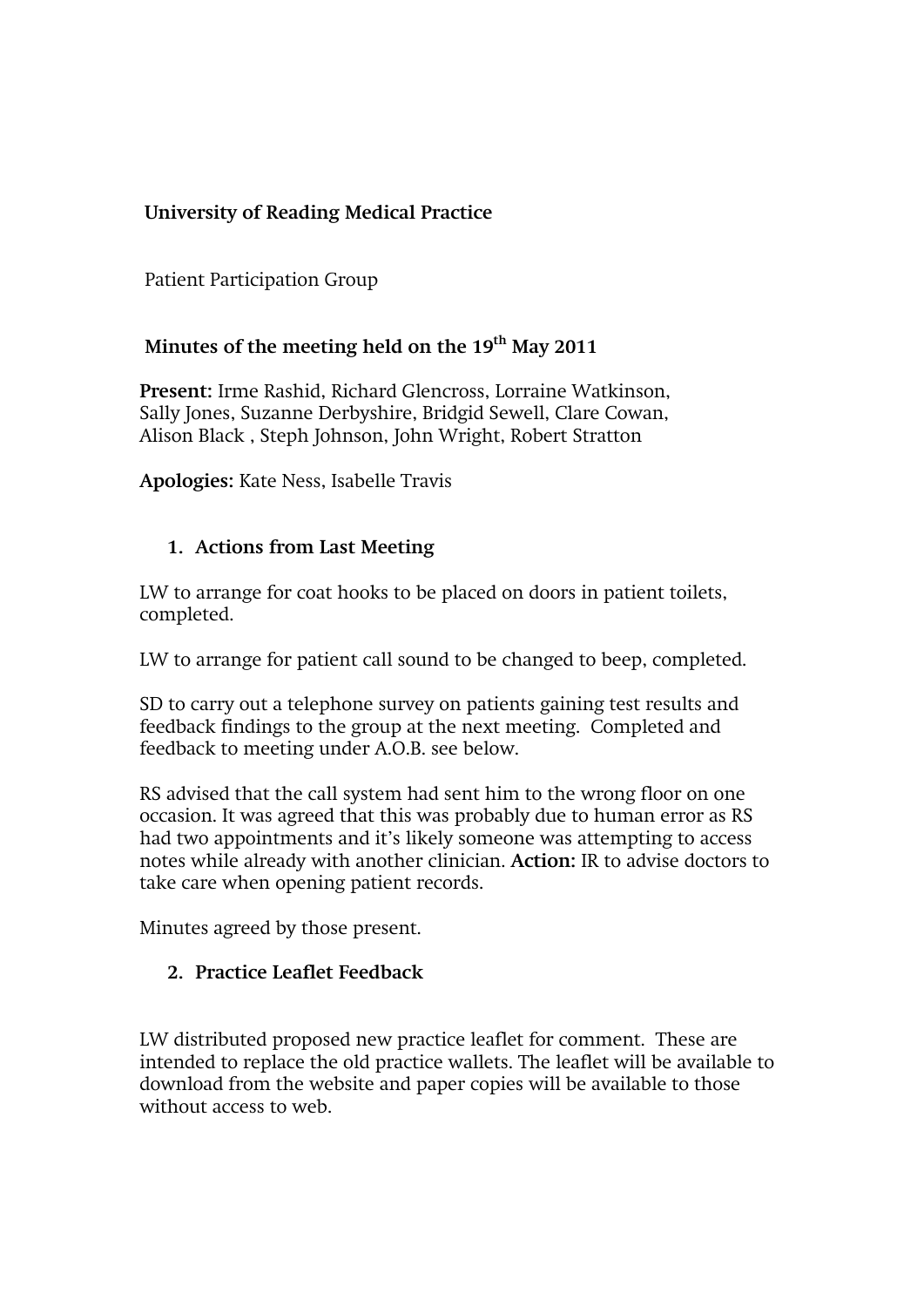**University of Reading Medical Practice**

Patient Participation Group

**Minutes of the meeting held on the 19th May 2011**

**Present:** Irme Rashid, Richard Glencross, Lorraine Watkinson, Sally Jones, Suzanne Derbyshire, Bridgid Sewell, Clare Cowan, Alison Black , Steph Johnson, John Wright, Robert Stratton

**Apologies:** Kate Ness, Isabelle Travis

1. **Actions from Last Meeting**

LW to arrange for coat hooks to be placed on doors in patient toilets, completed.

LW to arrange for patient call sound to be changed to beep, completed.

SD to carry out a telephone survey on patients gaining test results and feedback findings to the group at the next meeting. Completed and feedback to meeting under A.O.B. see below.

RS advised that the call system had sent him to the wrong floor on one occasion. It was agreed that this was probably due to human error as RS had two appointments and it's likely someone was attempting to access notes while already with another clinician. **Action:** IR to advise doctors to take care when opening patient records.

Minutes agreed by those present.

2. **Practice Leaflet Feedback**

LW distributed proposed new practice leaflet for comment. These are intended to replace the old practice wallets. The leaflet will be available to download from the website and paper copies will be available to those without access to web.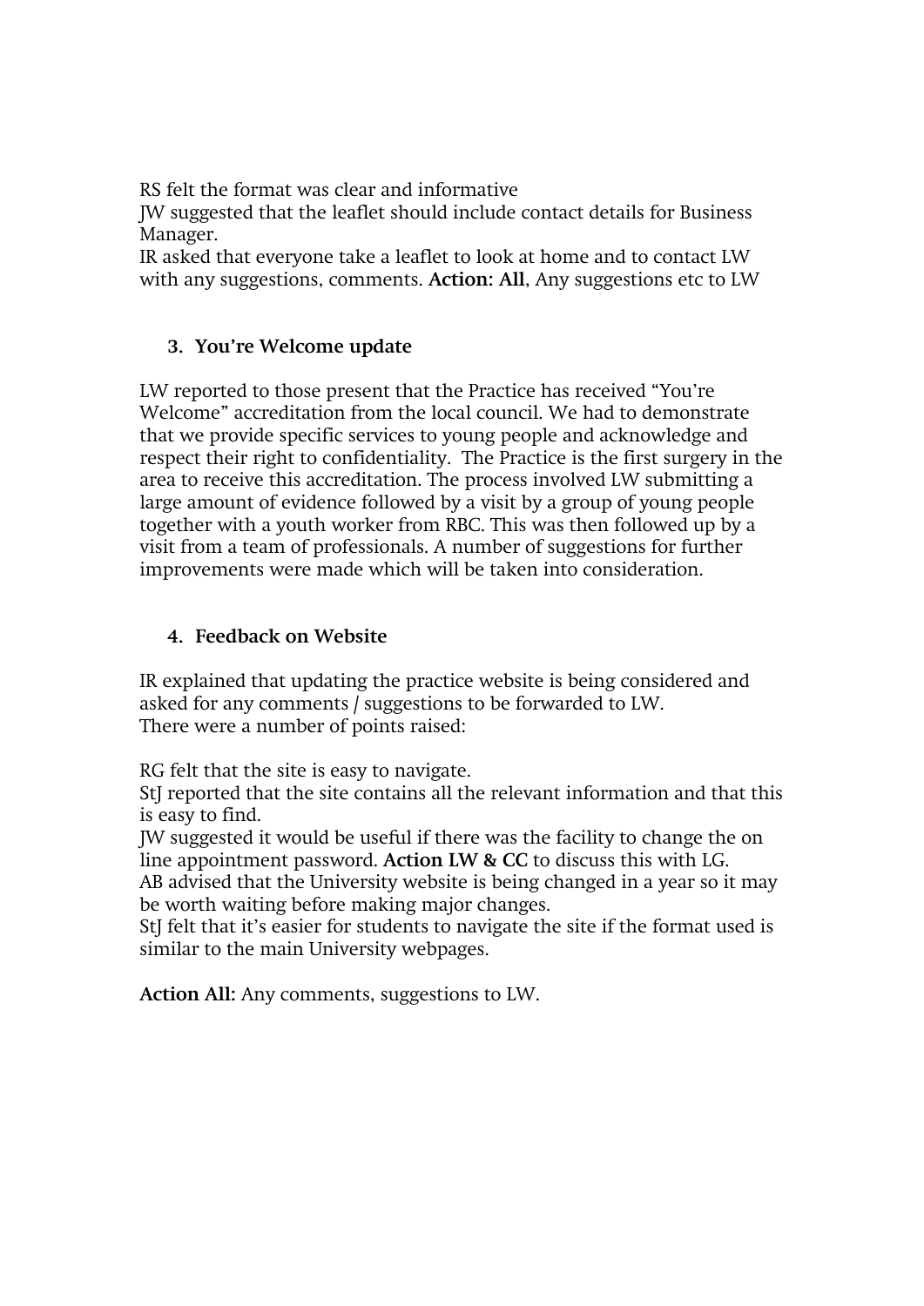RS felt the format was clear and informative
JW suggested that the leaflet should include contact details for Business Manager.
IR asked that everyone take a leaflet to look at home and to contact LW with any suggestions, comments. **Action: All**, Any suggestions etc to LW

### 3. You're Welcome update

LW reported to those present that the Practice has received "You're Welcome" accreditation from the local council. We had to demonstrate that we provide specific services to young people and acknowledge and respect their right to confidentiality. The Practice is the first surgery in the area to receive this accreditation. The process involved LW submitting a large amount of evidence followed by a visit by a group of young people together with a youth worker from RBC. This was then followed up by a visit from a team of professionals. A number of suggestions for further improvements were made which will be taken into consideration.

### 4. Feedback on Website

IR explained that updating the practice website is being considered and asked for any comments / suggestions to be forwarded to LW.
There were a number of points raised:

RG felt that the site is easy to navigate.
StJ reported that the site contains all the relevant information and that this is easy to find.
JW suggested it would be useful if there was the facility to change the on line appointment password. **Action LW & CC** to discuss this with LG.
AB advised that the University website is being changed in a year so it may be worth waiting before making major changes.
StJ felt that it's easier for students to navigate the site if the format used is similar to the main University webpages.

**Action All:** Any comments, suggestions to LW.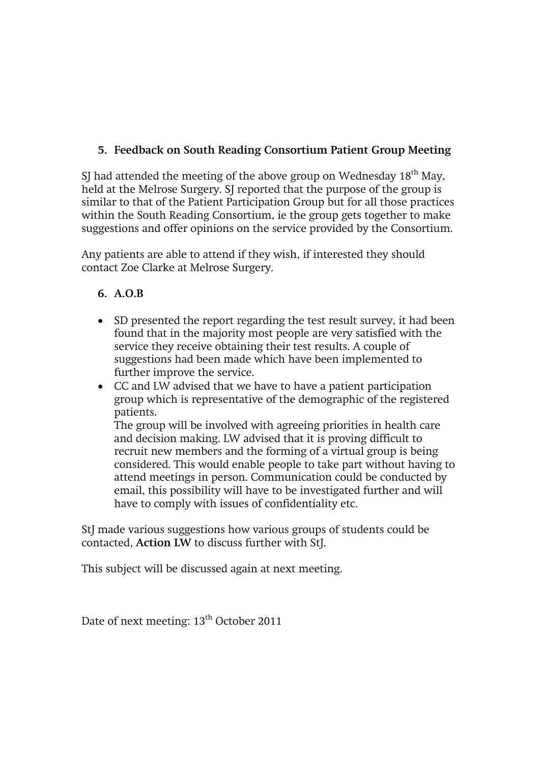## 5. Feedback on South Reading Consortium Patient Group Meeting

SJ had attended the meeting of the above group on Wednesday 18th May, held at the Melrose Surgery. SJ reported that the purpose of the group is similar to that of the Patient Participation Group but for all those practices within the South Reading Consortium, ie the group gets together to make suggestions and offer opinions on the service provided by the Consortium.

Any patients are able to attend if they wish, if interested they should contact Zoe Clarke at Melrose Surgery.

## 6. A.O.B

- SD presented the report regarding the test result survey, it had been found that in the majority most people are very satisfied with the service they receive obtaining their test results. A couple of suggestions had been made which have been implemented to further improve the service.
- CC and LW advised that we have to have a patient participation group which is representative of the demographic of the registered patients.
  The group will be involved with agreeing priorities in health care and decision making. LW advised that it is proving difficult to recruit new members and the forming of a virtual group is being considered. This would enable people to take part without having to attend meetings in person. Communication could be conducted by email, this possibility will have to be investigated further and will have to comply with issues of confidentiality etc.

StJ made various suggestions how various groups of students could be contacted, **Action LW** to discuss further with StJ.

This subject will be discussed again at next meeting.

Date of next meeting: 13th October 2011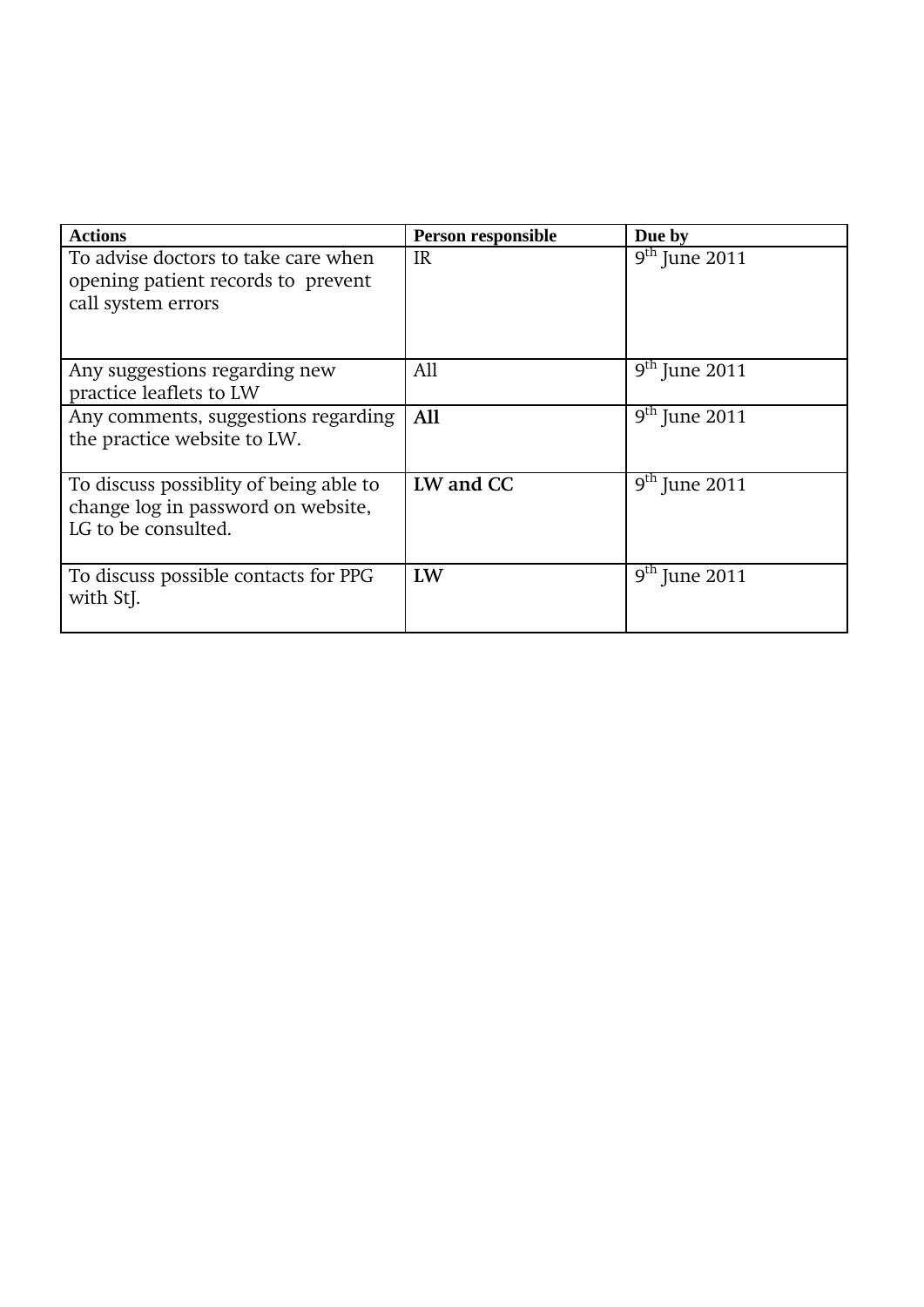| Actions | Person responsible | Due by |
|---|---|---|
| To advise doctors to take care when opening patient records to prevent call system errors | IR | 9th June 2011 |
| Any suggestions regarding new practice leaflets to LW | All | 9th June 2011 |
| Any comments, suggestions regarding the practice website to LW. | **All** | 9th June 2011 |
| To discuss possiblity of being able to change log in password on website, LG to be consulted. | **LW and CC** | 9th June 2011 |
| To discuss possible contacts for PPG with StJ. | **LW** | 9th June 2011 |